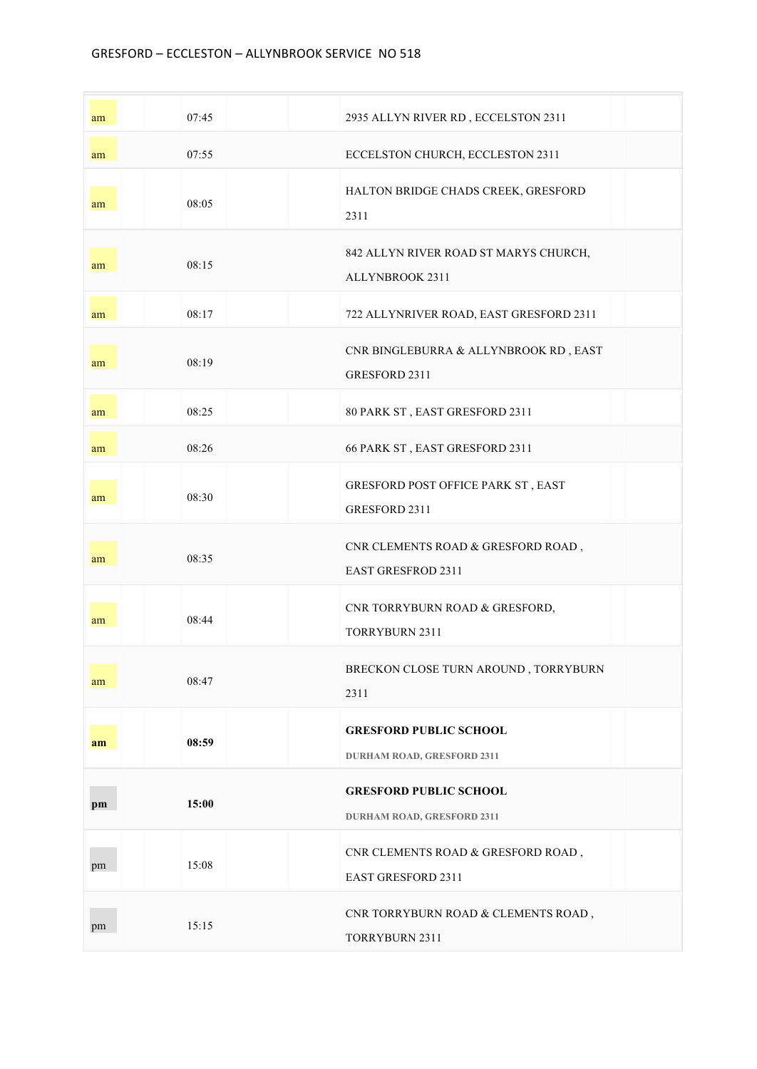GRESFORD – ECCLESTON – ALLYNBROOK SERVICE NO 518

| | | |
|---|---|---|
| am | 07:45 | 2935 ALLYN RIVER RD , ECCELSTON 2311 |
| am | 07:55 | ECCELSTON CHURCH, ECCLESTON 2311 |
| am | 08:05 | HALTON BRIDGE CHADS CREEK, GRESFORD 2311 |
| am | 08:15 | 842 ALLYN RIVER ROAD ST MARYS CHURCH, ALLYNBROOK 2311 |
| am | 08:17 | 722 ALLYNRIVER ROAD, EAST GRESFORD 2311 |
| am | 08:19 | CNR BINGLEBURRA & ALLYNBROOK RD , EAST GRESFORD 2311 |
| am | 08:25 | 80 PARK ST , EAST GRESFORD 2311 |
| am | 08:26 | 66 PARK ST , EAST GRESFORD 2311 |
| am | 08:30 | GRESFORD POST OFFICE PARK ST , EAST GRESFORD 2311 |
| am | 08:35 | CNR CLEMENTS ROAD & GRESFORD ROAD , EAST GRESFROD 2311 |
| am | 08:44 | CNR TORRYBURN ROAD & GRESFORD, TORRYBURN 2311 |
| am | 08:47 | BRECKON CLOSE TURN AROUND , TORRYBURN 2311 |
| **am** | **08:59** | **GRESFORD PUBLIC SCHOOL** **DURHAM ROAD, GRESFORD 2311** |
| **pm** | **15:00** | **GRESFORD PUBLIC SCHOOL** **DURHAM ROAD, GRESFORD 2311** |
| pm | 15:08 | CNR CLEMENTS ROAD & GRESFORD ROAD , EAST GRESFORD 2311 |
| pm | 15:15 | CNR TORRYBURN ROAD & CLEMENTS ROAD , TORRYBURN 2311 |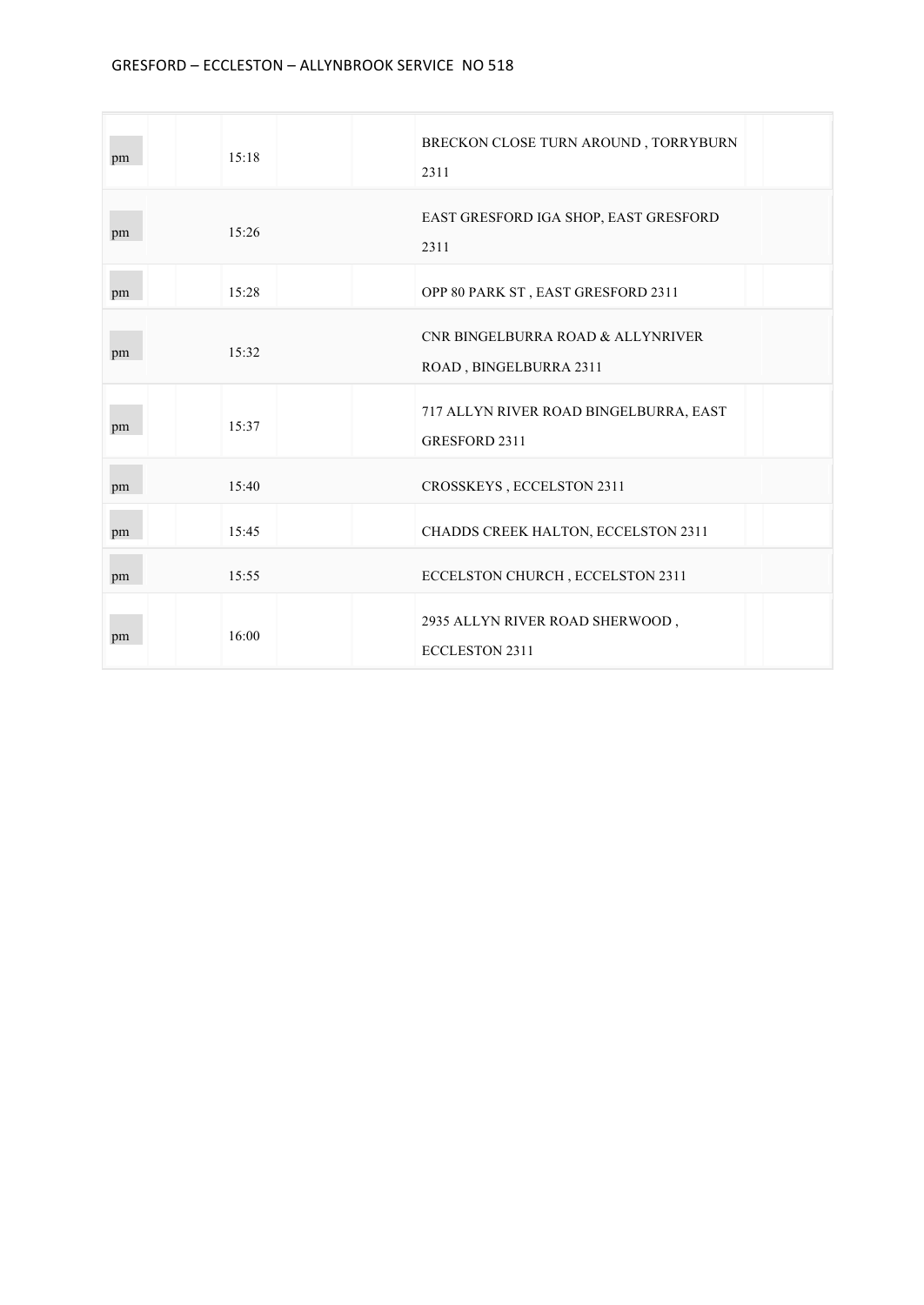| | | | | | | |
|---|---|---|---|---|---|---|
| pm | | 15:18 | | | BRECKON CLOSE TURN AROUND , TORRYBURN 2311 | |
| pm | | 15:26 | | | EAST GRESFORD IGA SHOP, EAST GRESFORD 2311 | |
| pm | | 15:28 | | | OPP 80 PARK ST , EAST GRESFORD 2311 | |
| pm | | 15:32 | | | CNR BINGELBURRA ROAD & ALLYNRIVER ROAD , BINGELBURRA 2311 | |
| pm | | 15:37 | | | 717 ALLYN RIVER ROAD BINGELBURRA, EAST GRESFORD 2311 | |
| pm | | 15:40 | | | CROSSKEYS , ECCELSTON 2311 | |
| pm | | 15:45 | | | CHADDS CREEK HALTON, ECCELSTON 2311 | |
| pm | | 15:55 | | | ECCELSTON CHURCH , ECCELSTON 2311 | |
| pm | | 16:00 | | | 2935 ALLYN RIVER ROAD SHERWOOD , ECCLESTON 2311 | |